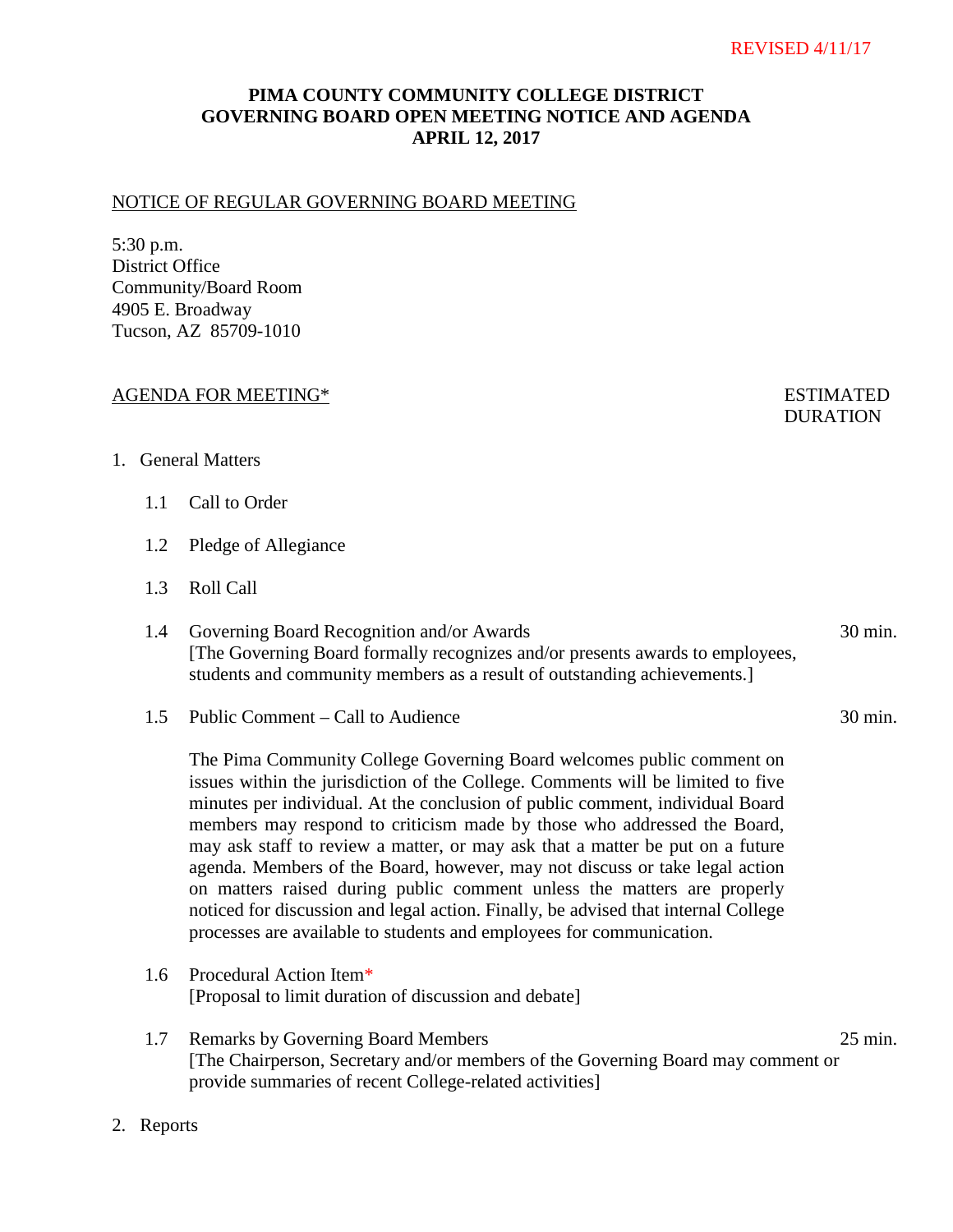REVISED 4/11/17

# PIMA COUNTY COMMUNITY COLLEGE DISTRICT
# GOVERNING BOARD OPEN MEETING NOTICE AND AGENDA
# APRIL 12, 2017

## NOTICE OF REGULAR GOVERNING BOARD MEETING

5:30 p.m.
District Office
Community/Board Room
4905 E. Broadway
Tucson, AZ 85709-1010

## AGENDA FOR MEETING*

ESTIMATED DURATION

1. General Matters

   1.1 Call to Order

   1.2 Pledge of Allegiance

   1.3 Roll Call

   1.4 Governing Board Recognition and/or Awards — 30 min.
   [The Governing Board formally recognizes and/or presents awards to employees, students and community members as a result of outstanding achievements.]

   1.5 Public Comment – Call to Audience — 30 min.

   The Pima Community College Governing Board welcomes public comment on issues within the jurisdiction of the College. Comments will be limited to five minutes per individual. At the conclusion of public comment, individual Board members may respond to criticism made by those who addressed the Board, may ask staff to review a matter, or may ask that a matter be put on a future agenda. Members of the Board, however, may not discuss or take legal action on matters raised during public comment unless the matters are properly noticed for discussion and legal action. Finally, be advised that internal College processes are available to students and employees for communication.

   1.6 Procedural Action Item*
   [Proposal to limit duration of discussion and debate]

   1.7 Remarks by Governing Board Members — 25 min.
   [The Chairperson, Secretary and/or members of the Governing Board may comment or provide summaries of recent College-related activities]

2. Reports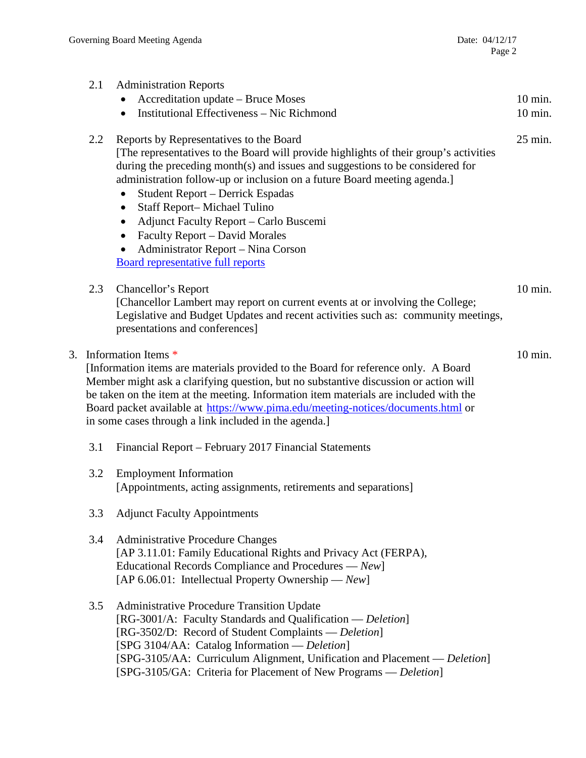2.1 Administration Reports

- Accreditation update – Bruce Moses — 10 min.
- Institutional Effectiveness – Nic Richmond — 10 min.

2.2 Reports by Representatives to the Board — 25 min.

[The representatives to the Board will provide highlights of their group's activities during the preceding month(s) and issues and suggestions to be considered for administration follow-up or inclusion on a future Board meeting agenda.]

- Student Report – Derrick Espadas
- Staff Report– Michael Tulino
- Adjunct Faculty Report – Carlo Buscemi
- Faculty Report – David Morales
- Administrator Report – Nina Corson

[Board representative full reports]

2.3 Chancellor's Report — 10 min.

[Chancellor Lambert may report on current events at or involving the College; Legislative and Budget Updates and recent activities such as: community meetings, presentations and conferences]

3. Information Items * — 10 min.

[Information items are materials provided to the Board for reference only. A Board Member might ask a clarifying question, but no substantive discussion or action will be taken on the item at the meeting. Information item materials are included with the Board packet available at https://www.pima.edu/meeting-notices/documents.html or in some cases through a link included in the agenda.]

3.1 Financial Report – February 2017 Financial Statements

3.2 Employment Information
[Appointments, acting assignments, retirements and separations]

3.3 Adjunct Faculty Appointments

3.4 Administrative Procedure Changes
[AP 3.11.01: Family Educational Rights and Privacy Act (FERPA), Educational Records Compliance and Procedures — *New*]
[AP 6.06.01: Intellectual Property Ownership — *New*]

3.5 Administrative Procedure Transition Update
[RG-3001/A: Faculty Standards and Qualification — *Deletion*]
[RG-3502/D: Record of Student Complaints — *Deletion*]
[SPG 3104/AA: Catalog Information — *Deletion*]
[SPG-3105/AA: Curriculum Alignment, Unification and Placement — *Deletion*]
[SPG-3105/GA: Criteria for Placement of New Programs — *Deletion*]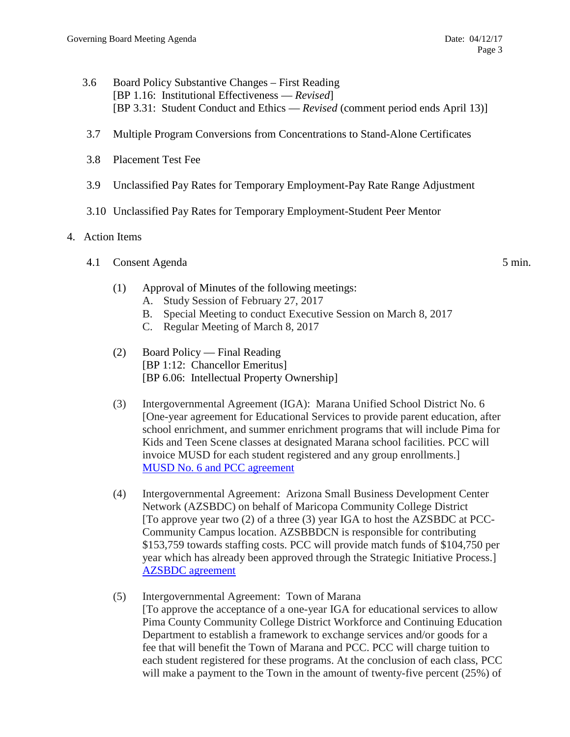3.6 Board Policy Substantive Changes – First Reading
[BP 1.16: Institutional Effectiveness — *Revised*]
[BP 3.31: Student Conduct and Ethics — *Revised* (comment period ends April 13)]

3.7 Multiple Program Conversions from Concentrations to Stand-Alone Certificates

3.8 Placement Test Fee

3.9 Unclassified Pay Rates for Temporary Employment-Pay Rate Range Adjustment

3.10 Unclassified Pay Rates for Temporary Employment-Student Peer Mentor

4. Action Items

4.1 Consent Agenda 5 min.

(1) Approval of Minutes of the following meetings:
  A. Study Session of February 27, 2017
  B. Special Meeting to conduct Executive Session on March 8, 2017
  C. Regular Meeting of March 8, 2017

(2) Board Policy — Final Reading
[BP 1:12: Chancellor Emeritus]
[BP 6.06: Intellectual Property Ownership]

(3) Intergovernmental Agreement (IGA): Marana Unified School District No. 6
[One-year agreement for Educational Services to provide parent education, after school enrichment, and summer enrichment programs that will include Pima for Kids and Teen Scene classes at designated Marana school facilities. PCC will invoice MUSD for each student registered and any group enrollments.]
MUSD No. 6 and PCC agreement

(4) Intergovernmental Agreement: Arizona Small Business Development Center Network (AZSBDC) on behalf of Maricopa Community College District
[To approve year two (2) of a three (3) year IGA to host the AZSBDC at PCC-Community Campus location. AZSBBDCN is responsible for contributing $153,759 towards staffing costs. PCC will provide match funds of $104,750 per year which has already been approved through the Strategic Initiative Process.]
AZSBDC agreement

(5) Intergovernmental Agreement: Town of Marana
[To approve the acceptance of a one-year IGA for educational services to allow Pima County Community College District Workforce and Continuing Education Department to establish a framework to exchange services and/or goods for a fee that will benefit the Town of Marana and PCC. PCC will charge tuition to each student registered for these programs. At the conclusion of each class, PCC will make a payment to the Town in the amount of twenty-five percent (25%) of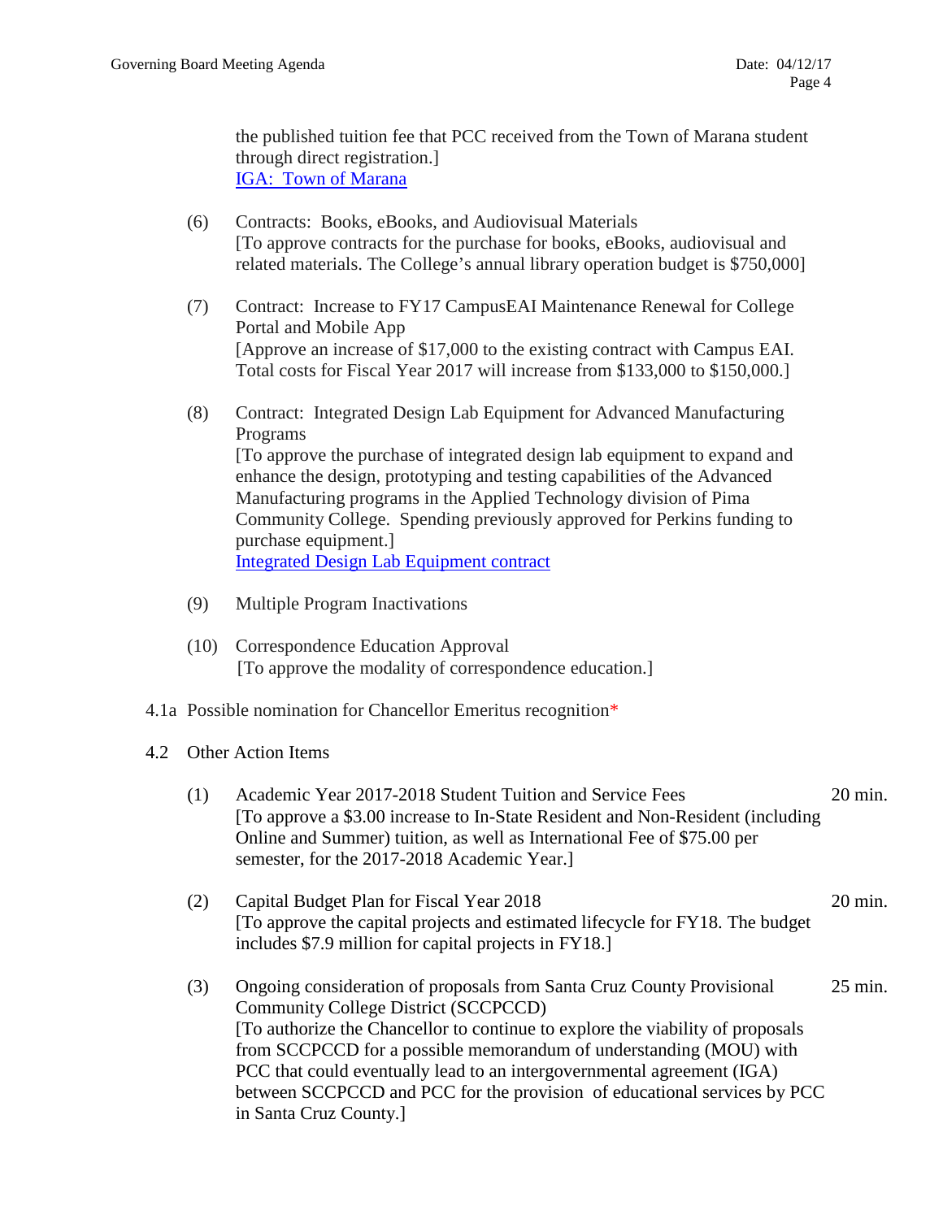the published tuition fee that PCC received from the Town of Marana student through direct registration.]
[IGA: Town of Marana]

(6) Contracts: Books, eBooks, and Audiovisual Materials
[To approve contracts for the purchase for books, eBooks, audiovisual and related materials. The College's annual library operation budget is $750,000]

(7) Contract: Increase to FY17 CampusEAI Maintenance Renewal for College Portal and Mobile App
[Approve an increase of $17,000 to the existing contract with Campus EAI. Total costs for Fiscal Year 2017 will increase from $133,000 to $150,000.]

(8) Contract: Integrated Design Lab Equipment for Advanced Manufacturing Programs
[To approve the purchase of integrated design lab equipment to expand and enhance the design, prototyping and testing capabilities of the Advanced Manufacturing programs in the Applied Technology division of Pima Community College. Spending previously approved for Perkins funding to purchase equipment.]
[Integrated Design Lab Equipment contract]

(9) Multiple Program Inactivations

(10) Correspondence Education Approval
[To approve the modality of correspondence education.]

4.1a Possible nomination for Chancellor Emeritus recognition*

4.2 Other Action Items

(1) Academic Year 2017-2018 Student Tuition and Service Fees — 20 min.
[To approve a $3.00 increase to In-State Resident and Non-Resident (including Online and Summer) tuition, as well as International Fee of $75.00 per semester, for the 2017-2018 Academic Year.]

(2) Capital Budget Plan for Fiscal Year 2018 — 20 min.
[To approve the capital projects and estimated lifecycle for FY18. The budget includes $7.9 million for capital projects in FY18.]

(3) Ongoing consideration of proposals from Santa Cruz County Provisional Community College District (SCCPCCD) — 25 min.
[To authorize the Chancellor to continue to explore the viability of proposals from SCCPCCD for a possible memorandum of understanding (MOU) with PCC that could eventually lead to an intergovernmental agreement (IGA) between SCCPCCD and PCC for the provision of educational services by PCC in Santa Cruz County.]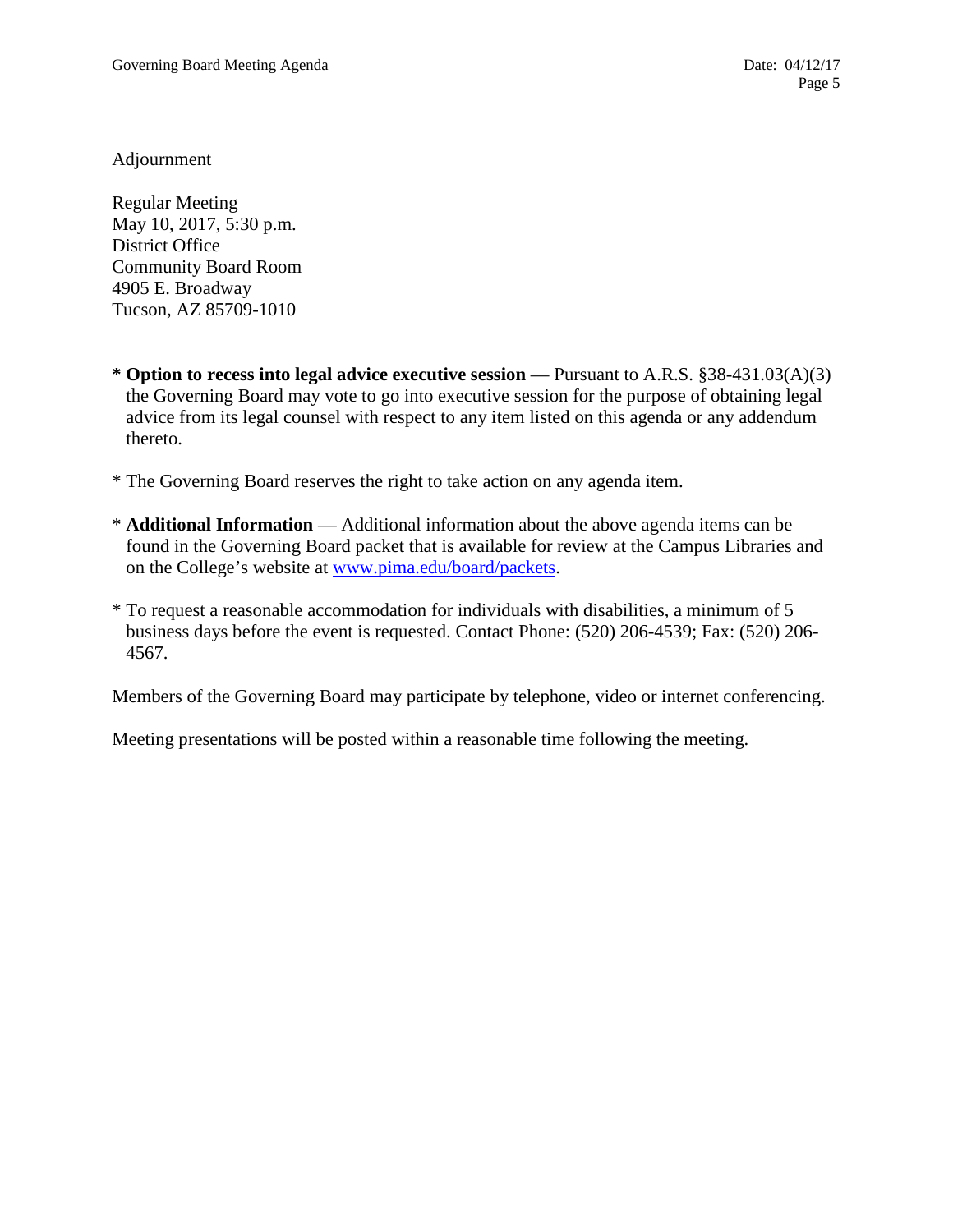Adjournment

Regular Meeting
May 10, 2017, 5:30 p.m.
District Office
Community Board Room
4905 E. Broadway
Tucson, AZ 85709-1010

* **Option to recess into legal advice executive session** — Pursuant to A.R.S. §38-431.03(A)(3) the Governing Board may vote to go into executive session for the purpose of obtaining legal advice from its legal counsel with respect to any item listed on this agenda or any addendum thereto.

* The Governing Board reserves the right to take action on any agenda item.

* **Additional Information** — Additional information about the above agenda items can be found in the Governing Board packet that is available for review at the Campus Libraries and on the College's website at [www.pima.edu/board/packets](http://www.pima.edu/board/packets).

* To request a reasonable accommodation for individuals with disabilities, a minimum of 5 business days before the event is requested. Contact Phone: (520) 206-4539; Fax: (520) 206-4567.

Members of the Governing Board may participate by telephone, video or internet conferencing.

Meeting presentations will be posted within a reasonable time following the meeting.